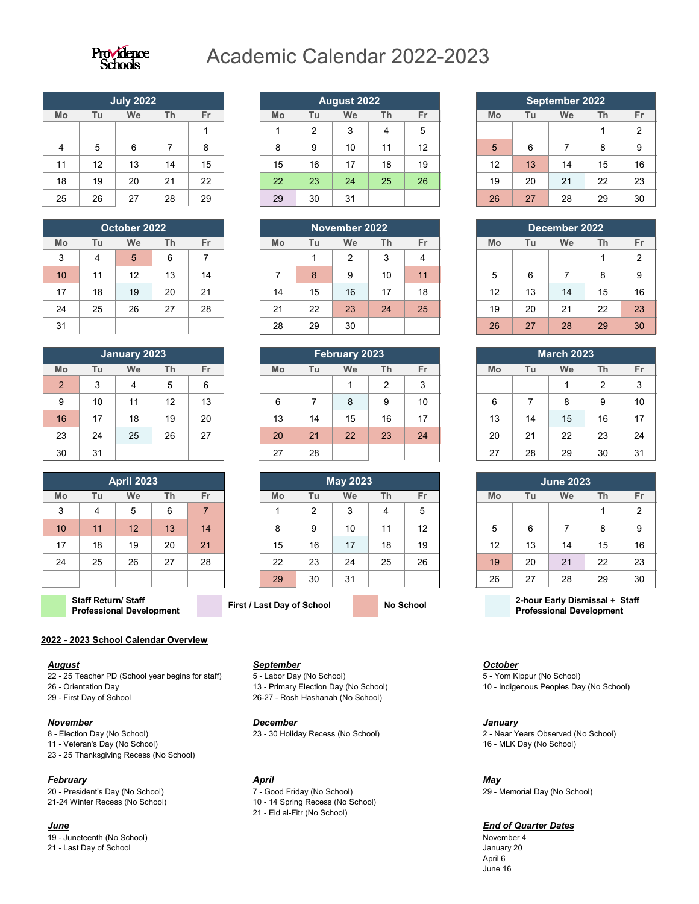# Academic Calendar 2022-2023

Providence Schools

### July 2022

| Mo | Tu | We | Th | Fr |
|---|---|---|---|---|
| | | | | 1 |
| 4 | 5 | 6 | 7 | 8 |
| 11 | 12 | 13 | 14 | 15 |
| 18 | 19 | 20 | 21 | 22 |
| 25 | 26 | 27 | 28 | 29 |

### August 2022

| Mo | Tu | We | Th | Fr |
|---|---|---|---|---|
| 1 | 2 | 3 | 4 | 5 |
| 8 | 9 | 10 | 11 | 12 |
| 15 | 16 | 17 | 18 | 19 |
| 22 | 23 | 24 | 25 | 26 |
| 29 | 30 | 31 | | |

### September 2022

| Mo | Tu | We | Th | Fr |
|---|---|---|---|---|
| | | | 1 | 2 |
| 5 | 6 | 7 | 8 | 9 |
| 12 | 13 | 14 | 15 | 16 |
| 19 | 20 | 21 | 22 | 23 |
| 26 | 27 | 28 | 29 | 30 |

### October 2022

| Mo | Tu | We | Th | Fr |
|---|---|---|---|---|
| 3 | 4 | 5 | 6 | 7 |
| 10 | 11 | 12 | 13 | 14 |
| 17 | 18 | 19 | 20 | 21 |
| 24 | 25 | 26 | 27 | 28 |
| 31 | | | | |

### November 2022

| Mo | Tu | We | Th | Fr |
|---|---|---|---|---|
| | 1 | 2 | 3 | 4 |
| 7 | 8 | 9 | 10 | 11 |
| 14 | 15 | 16 | 17 | 18 |
| 21 | 22 | 23 | 24 | 25 |
| 28 | 29 | 30 | | |

### December 2022

| Mo | Tu | We | Th | Fr |
|---|---|---|---|---|
| | | | 1 | 2 |
| 5 | 6 | 7 | 8 | 9 |
| 12 | 13 | 14 | 15 | 16 |
| 19 | 20 | 21 | 22 | 23 |
| 26 | 27 | 28 | 29 | 30 |

### January 2023

| Mo | Tu | We | Th | Fr |
|---|---|---|---|---|
| 2 | 3 | 4 | 5 | 6 |
| 9 | 10 | 11 | 12 | 13 |
| 16 | 17 | 18 | 19 | 20 |
| 23 | 24 | 25 | 26 | 27 |
| 30 | 31 | | | |

### February 2023

| Mo | Tu | We | Th | Fr |
|---|---|---|---|---|
| | | 1 | 2 | 3 |
| 6 | 7 | 8 | 9 | 10 |
| 13 | 14 | 15 | 16 | 17 |
| 20 | 21 | 22 | 23 | 24 |
| 27 | 28 | | | |

### March 2023

| Mo | Tu | We | Th | Fr |
|---|---|---|---|---|
| | | 1 | 2 | 3 |
| 6 | 7 | 8 | 9 | 10 |
| 13 | 14 | 15 | 16 | 17 |
| 20 | 21 | 22 | 23 | 24 |
| 27 | 28 | 29 | 30 | 31 |

### April 2023

| Mo | Tu | We | Th | Fr |
|---|---|---|---|---|
| 3 | 4 | 5 | 6 | 7 |
| 10 | 11 | 12 | 13 | 14 |
| 17 | 18 | 19 | 20 | 21 |
| 24 | 25 | 26 | 27 | 28 |

### May 2023

| Mo | Tu | We | Th | Fr |
|---|---|---|---|---|
| 1 | 2 | 3 | 4 | 5 |
| 8 | 9 | 10 | 11 | 12 |
| 15 | 16 | 17 | 18 | 19 |
| 22 | 23 | 24 | 25 | 26 |
| 29 | 30 | 31 | | |

### June 2023

| Mo | Tu | We | Th | Fr |
|---|---|---|---|---|
| | | | 1 | 2 |
| 5 | 6 | 7 | 8 | 9 |
| 12 | 13 | 14 | 15 | 16 |
| 19 | 20 | 21 | 22 | 23 |
| 26 | 27 | 28 | 29 | 30 |

**Staff Return/ Staff Professional Development** | **First / Last Day of School** | **No School** | **2-hour Early Dismissal + Staff Professional Development**

## 2022 - 2023 School Calendar Overview

***August***
22 - 25 Teacher PD (School year begins for staff)
26 - Orientation Day
29 - First Day of School

***September***
5 - Labor Day (No School)
13 - Primary Election Day (No School)
26-27 - Rosh Hashanah (No School)

***October***
5 - Yom Kippur (No School)
10 - Indigenous Peoples Day (No School)

***November***
8 - Election Day (No School)
11 - Veteran's Day (No School)
23 - 25 Thanksgiving Recess (No School)

***December***
23 - 30 Holiday Recess (No School)

***January***
2 - Near Years Observed (No School)
16 - MLK Day (No School)

***February***
20 - President's Day (No School)
21-24 Winter Recess (No School)

***April***
7 - Good Friday (No School)
10 - 14 Spring Recess (No School)
21 - Eid al-Fitr (No School)

***May***
29 - Memorial Day (No School)

***June***
19 - Juneteenth (No School)
21 - Last Day of School

***End of Quarter Dates***
November 4
January 20
April 6
June 16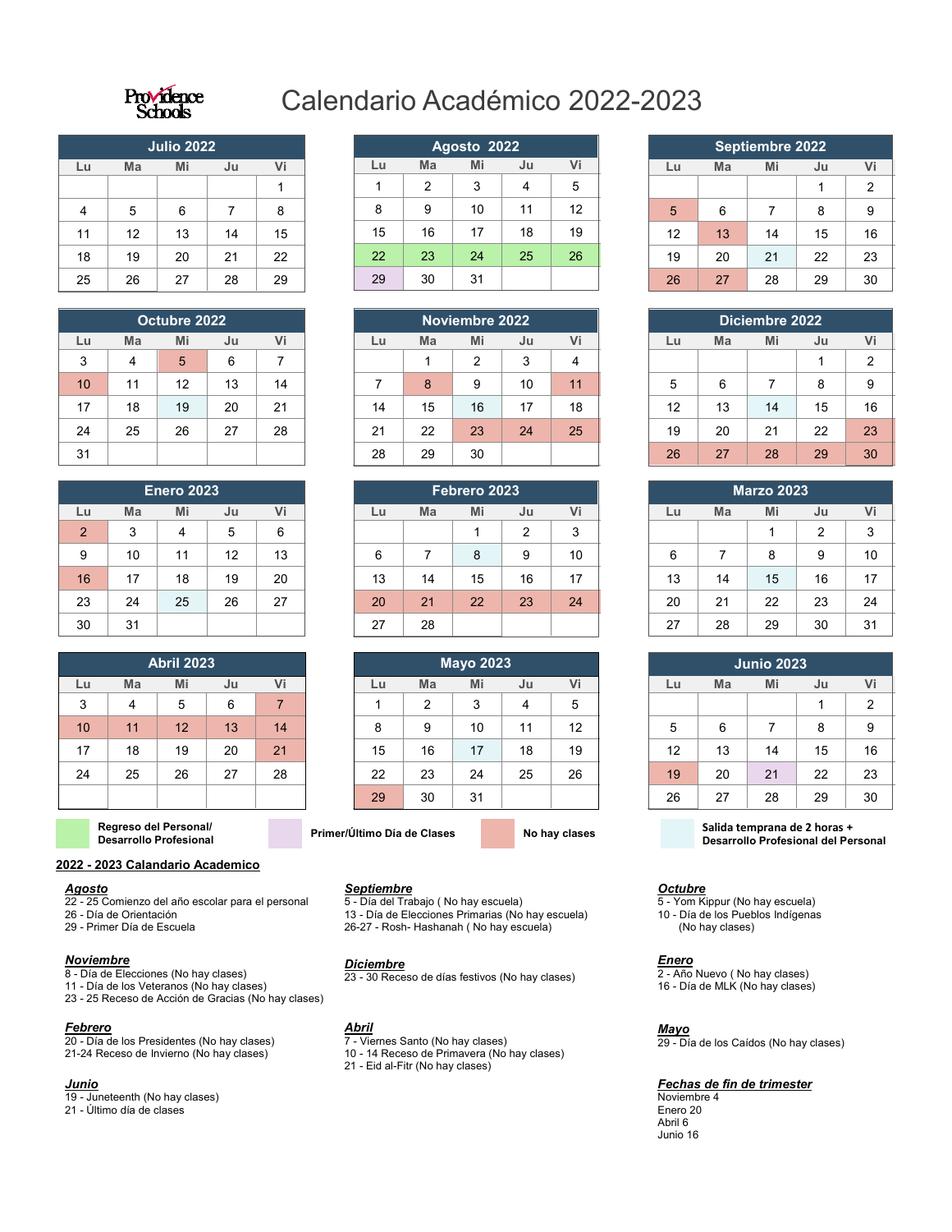# Calendario Académico 2022-2023

Providence Schools

### Julio 2022

| Lu | Ma | Mi | Ju | Vi |
|---|---|---|---|---|
| | | | | 1 |
| 4 | 5 | 6 | 7 | 8 |
| 11 | 12 | 13 | 14 | 15 |
| 18 | 19 | 20 | 21 | 22 |
| 25 | 26 | 27 | 28 | 29 |

### Agosto 2022

| Lu | Ma | Mi | Ju | Vi |
|---|---|---|---|---|
| 1 | 2 | 3 | 4 | 5 |
| 8 | 9 | 10 | 11 | 12 |
| 15 | 16 | 17 | 18 | 19 |
| 22 | 23 | 24 | 25 | 26 |
| 29 | 30 | 31 | | |

### Septiembre 2022

| Lu | Ma | Mi | Ju | Vi |
|---|---|---|---|---|
| | | | 1 | 2 |
| 5 | 6 | 7 | 8 | 9 |
| 12 | 13 | 14 | 15 | 16 |
| 19 | 20 | 21 | 22 | 23 |
| 26 | 27 | 28 | 29 | 30 |

### Octubre 2022

| Lu | Ma | Mi | Ju | Vi |
|---|---|---|---|---|
| 3 | 4 | 5 | 6 | 7 |
| 10 | 11 | 12 | 13 | 14 |
| 17 | 18 | 19 | 20 | 21 |
| 24 | 25 | 26 | 27 | 28 |
| 31 | | | | |

### Noviembre 2022

| Lu | Ma | Mi | Ju | Vi |
|---|---|---|---|---|
| | 1 | 2 | 3 | 4 |
| 7 | 8 | 9 | 10 | 11 |
| 14 | 15 | 16 | 17 | 18 |
| 21 | 22 | 23 | 24 | 25 |
| 28 | 29 | 30 | | |

### Diciembre 2022

| Lu | Ma | Mi | Ju | Vi |
|---|---|---|---|---|
| | | | 1 | 2 |
| 5 | 6 | 7 | 8 | 9 |
| 12 | 13 | 14 | 15 | 16 |
| 19 | 20 | 21 | 22 | 23 |
| 26 | 27 | 28 | 29 | 30 |

### Enero 2023

| Lu | Ma | Mi | Ju | Vi |
|---|---|---|---|---|
| 2 | 3 | 4 | 5 | 6 |
| 9 | 10 | 11 | 12 | 13 |
| 16 | 17 | 18 | 19 | 20 |
| 23 | 24 | 25 | 26 | 27 |
| 30 | 31 | | | |

### Febrero 2023

| Lu | Ma | Mi | Ju | Vi |
|---|---|---|---|---|
| | | 1 | 2 | 3 |
| 6 | 7 | 8 | 9 | 10 |
| 13 | 14 | 15 | 16 | 17 |
| 20 | 21 | 22 | 23 | 24 |
| 27 | 28 | | | |

### Marzo 2023

| Lu | Ma | Mi | Ju | Vi |
|---|---|---|---|---|
| | | 1 | 2 | 3 |
| 6 | 7 | 8 | 9 | 10 |
| 13 | 14 | 15 | 16 | 17 |
| 20 | 21 | 22 | 23 | 24 |
| 27 | 28 | 29 | 30 | 31 |

### Abril 2023

| Lu | Ma | Mi | Ju | Vi |
|---|---|---|---|---|
| 3 | 4 | 5 | 6 | 7 |
| 10 | 11 | 12 | 13 | 14 |
| 17 | 18 | 19 | 20 | 21 |
| 24 | 25 | 26 | 27 | 28 |
| | | | | |

### Mayo 2023

| Lu | Ma | Mi | Ju | Vi |
|---|---|---|---|---|
| 1 | 2 | 3 | 4 | 5 |
| 8 | 9 | 10 | 11 | 12 |
| 15 | 16 | 17 | 18 | 19 |
| 22 | 23 | 24 | 25 | 26 |
| 29 | 30 | 31 | | |

### Junio 2023

| Lu | Ma | Mi | Ju | Vi |
|---|---|---|---|---|
| | | | 1 | 2 |
| 5 | 6 | 7 | 8 | 9 |
| 12 | 13 | 14 | 15 | 16 |
| 19 | 20 | 21 | 22 | 23 |
| 26 | 27 | 28 | 29 | 30 |

**Regreso del Personal/ Desarrollo Profesional**

**Primer/Último Día de Clases**

**No hay clases**

**Salida temprana de 2 horas + Desarrollo Profesional del Personal**

## 2022 - 2023 Calandario Academico

***Agosto***
22 - 25 Comienzo del año escolar para el personal
26 - Día de Orientación
29 - Primer Día de Escuela

***Septiembre***
5 - Día del Trabajo ( No hay escuela)
13 - Día de Elecciones Primarias (No hay escuela)
26-27 - Rosh- Hashanah ( No hay escuela)

***Octubre***
5 - Yom Kippur (No hay escuela)
10 - Día de los Pueblos Indígenas (No hay clases)

***Noviembre***
8 - Día de Elecciones (No hay clases)
11 - Día de los Veteranos (No hay clases)
23 - 25 Receso de Acción de Gracias (No hay clases)

***Diciembre***
23 - 30 Receso de días festivos (No hay clases)

***Enero***
2 - Año Nuevo ( No hay clases)
16 - Día de MLK (No hay clases)

***Febrero***
20 - Día de los Presidentes (No hay clases)
21-24 Receso de Invierno (No hay clases)

***Abril***
7 - Viernes Santo (No hay clases)
10 - 14 Receso de Primavera (No hay clases)
21 - Eid al-Fitr (No hay clases)

***Mayo***
29 - Día de los Caídos (No hay clases)

***Junio***
19 - Juneteenth (No hay clases)
21 - Último día de clases

***Fechas de fin de trimester***
Noviembre 4
Enero 20
Abril 6
Junio 16